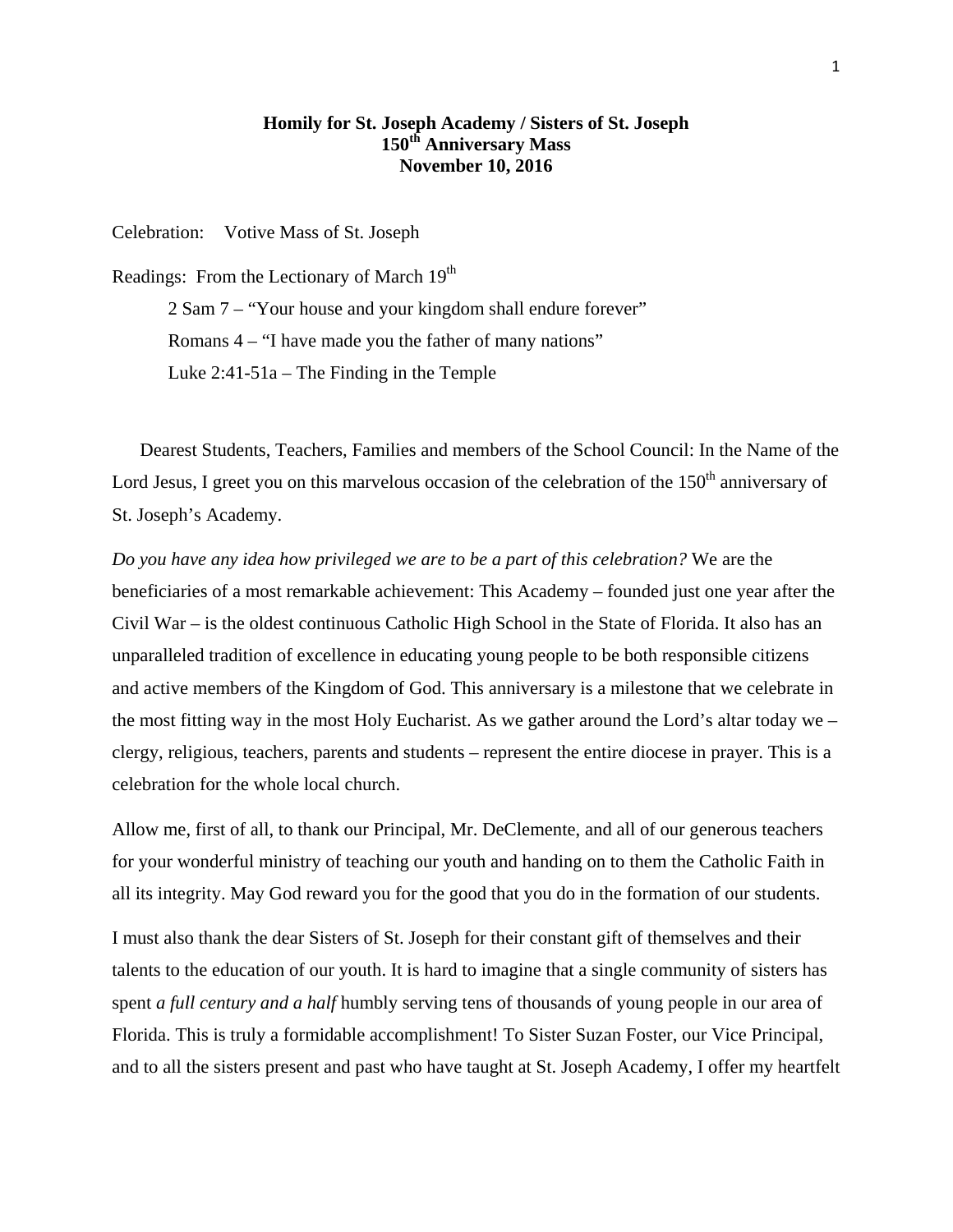**Homily for St. Joseph Academy / Sisters of St. Joseph**
**150th Anniversary Mass**
**November 10, 2016**

Celebration: Votive Mass of St. Joseph

Readings: From the Lectionary of March 19th

2 Sam 7 – "Your house and your kingdom shall endure forever"

Romans 4 – "I have made you the father of many nations"

Luke 2:41-51a – The Finding in the Temple

Dearest Students, Teachers, Families and members of the School Council: In the Name of the Lord Jesus, I greet you on this marvelous occasion of the celebration of the 150th anniversary of St. Joseph's Academy.

*Do you have any idea how privileged we are to be a part of this celebration?* We are the beneficiaries of a most remarkable achievement: This Academy – founded just one year after the Civil War – is the oldest continuous Catholic High School in the State of Florida. It also has an unparalleled tradition of excellence in educating young people to be both responsible citizens and active members of the Kingdom of God. This anniversary is a milestone that we celebrate in the most fitting way in the most Holy Eucharist. As we gather around the Lord's altar today we – clergy, religious, teachers, parents and students – represent the entire diocese in prayer. This is a celebration for the whole local church.

Allow me, first of all, to thank our Principal, Mr. DeClemente, and all of our generous teachers for your wonderful ministry of teaching our youth and handing on to them the Catholic Faith in all its integrity. May God reward you for the good that you do in the formation of our students.

I must also thank the dear Sisters of St. Joseph for their constant gift of themselves and their talents to the education of our youth. It is hard to imagine that a single community of sisters has spent *a full century and a half* humbly serving tens of thousands of young people in our area of Florida. This is truly a formidable accomplishment! To Sister Suzan Foster, our Vice Principal, and to all the sisters present and past who have taught at St. Joseph Academy, I offer my heartfelt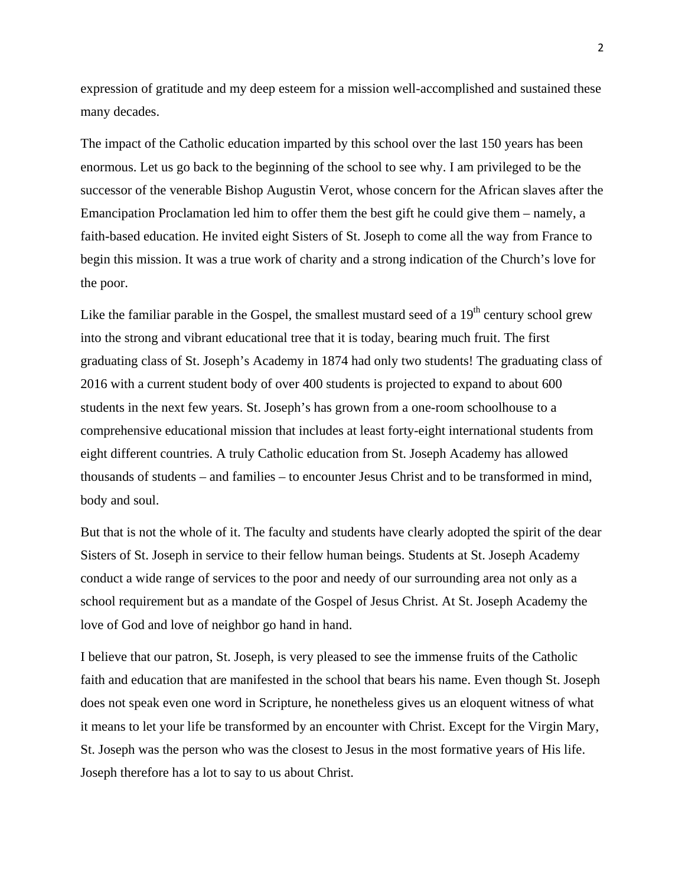expression of gratitude and my deep esteem for a mission well-accomplished and sustained these many decades.

The impact of the Catholic education imparted by this school over the last 150 years has been enormous. Let us go back to the beginning of the school to see why. I am privileged to be the successor of the venerable Bishop Augustin Verot, whose concern for the African slaves after the Emancipation Proclamation led him to offer them the best gift he could give them – namely, a faith-based education. He invited eight Sisters of St. Joseph to come all the way from France to begin this mission. It was a true work of charity and a strong indication of the Church's love for the poor.

Like the familiar parable in the Gospel, the smallest mustard seed of a 19th century school grew into the strong and vibrant educational tree that it is today, bearing much fruit. The first graduating class of St. Joseph's Academy in 1874 had only two students! The graduating class of 2016 with a current student body of over 400 students is projected to expand to about 600 students in the next few years. St. Joseph's has grown from a one-room schoolhouse to a comprehensive educational mission that includes at least forty-eight international students from eight different countries. A truly Catholic education from St. Joseph Academy has allowed thousands of students – and families – to encounter Jesus Christ and to be transformed in mind, body and soul.

But that is not the whole of it. The faculty and students have clearly adopted the spirit of the dear Sisters of St. Joseph in service to their fellow human beings. Students at St. Joseph Academy conduct a wide range of services to the poor and needy of our surrounding area not only as a school requirement but as a mandate of the Gospel of Jesus Christ. At St. Joseph Academy the love of God and love of neighbor go hand in hand.

I believe that our patron, St. Joseph, is very pleased to see the immense fruits of the Catholic faith and education that are manifested in the school that bears his name. Even though St. Joseph does not speak even one word in Scripture, he nonetheless gives us an eloquent witness of what it means to let your life be transformed by an encounter with Christ. Except for the Virgin Mary, St. Joseph was the person who was the closest to Jesus in the most formative years of His life. Joseph therefore has a lot to say to us about Christ.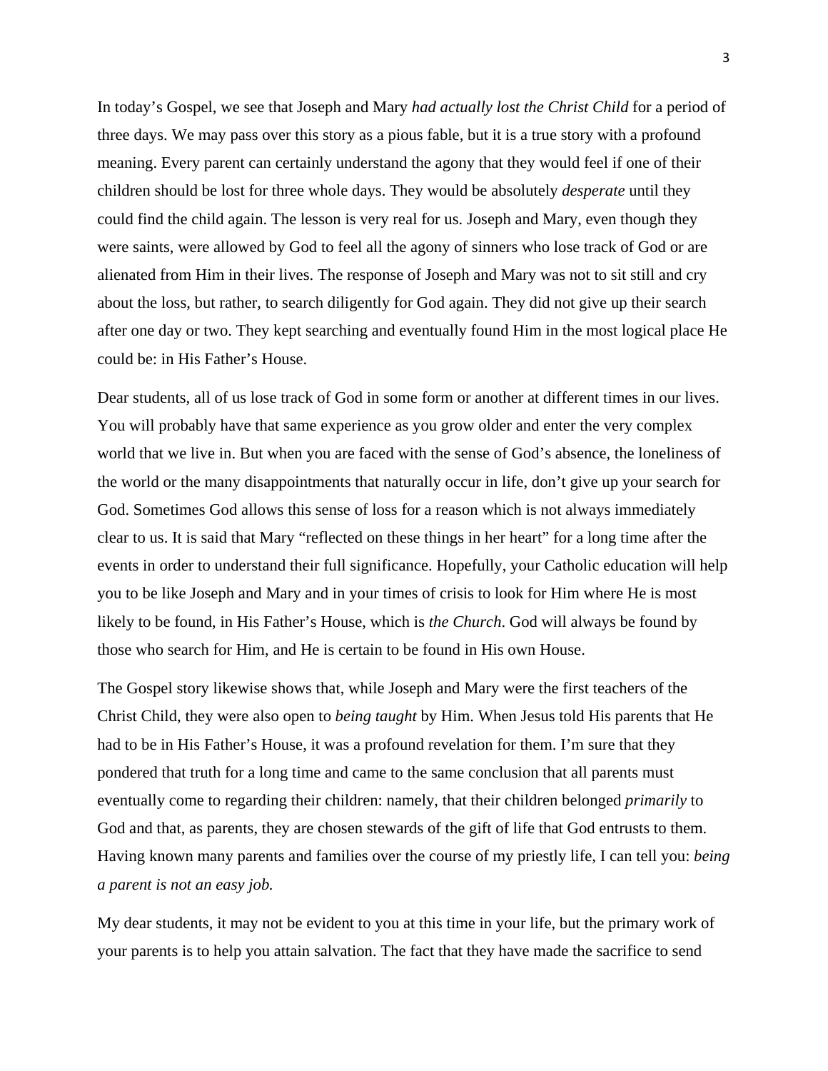In today's Gospel, we see that Joseph and Mary *had actually lost the Christ Child* for a period of three days. We may pass over this story as a pious fable, but it is a true story with a profound meaning. Every parent can certainly understand the agony that they would feel if one of their children should be lost for three whole days. They would be absolutely *desperate* until they could find the child again. The lesson is very real for us. Joseph and Mary, even though they were saints, were allowed by God to feel all the agony of sinners who lose track of God or are alienated from Him in their lives. The response of Joseph and Mary was not to sit still and cry about the loss, but rather, to search diligently for God again. They did not give up their search after one day or two. They kept searching and eventually found Him in the most logical place He could be: in His Father's House.

Dear students, all of us lose track of God in some form or another at different times in our lives. You will probably have that same experience as you grow older and enter the very complex world that we live in. But when you are faced with the sense of God's absence, the loneliness of the world or the many disappointments that naturally occur in life, don't give up your search for God. Sometimes God allows this sense of loss for a reason which is not always immediately clear to us. It is said that Mary "reflected on these things in her heart" for a long time after the events in order to understand their full significance. Hopefully, your Catholic education will help you to be like Joseph and Mary and in your times of crisis to look for Him where He is most likely to be found, in His Father's House, which is *the Church*. God will always be found by those who search for Him, and He is certain to be found in His own House.

The Gospel story likewise shows that, while Joseph and Mary were the first teachers of the Christ Child, they were also open to *being taught* by Him. When Jesus told His parents that He had to be in His Father's House, it was a profound revelation for them. I'm sure that they pondered that truth for a long time and came to the same conclusion that all parents must eventually come to regarding their children: namely, that their children belonged *primarily* to God and that, as parents, they are chosen stewards of the gift of life that God entrusts to them. Having known many parents and families over the course of my priestly life, I can tell you: *being a parent is not an easy job.*

My dear students, it may not be evident to you at this time in your life, but the primary work of your parents is to help you attain salvation. The fact that they have made the sacrifice to send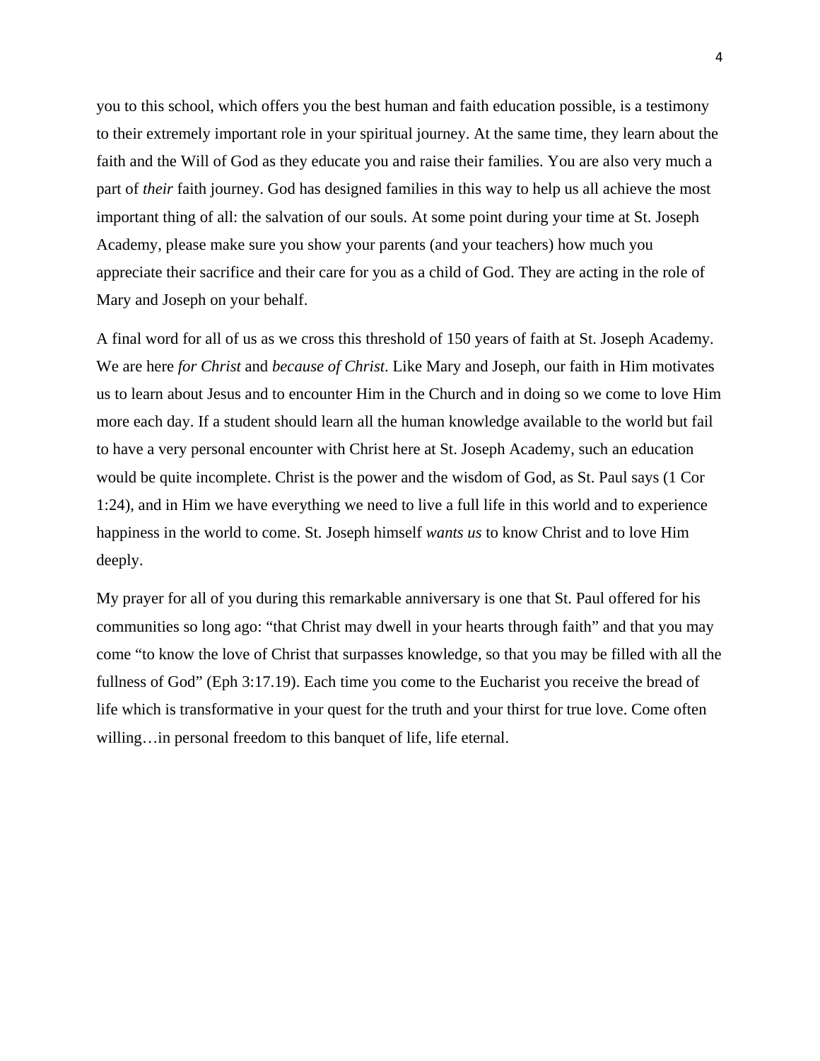you to this school, which offers you the best human and faith education possible, is a testimony to their extremely important role in your spiritual journey. At the same time, they learn about the faith and the Will of God as they educate you and raise their families. You are also very much a part of *their* faith journey. God has designed families in this way to help us all achieve the most important thing of all: the salvation of our souls. At some point during your time at St. Joseph Academy, please make sure you show your parents (and your teachers) how much you appreciate their sacrifice and their care for you as a child of God. They are acting in the role of Mary and Joseph on your behalf.

A final word for all of us as we cross this threshold of 150 years of faith at St. Joseph Academy. We are here *for Christ* and *because of Christ*. Like Mary and Joseph, our faith in Him motivates us to learn about Jesus and to encounter Him in the Church and in doing so we come to love Him more each day. If a student should learn all the human knowledge available to the world but fail to have a very personal encounter with Christ here at St. Joseph Academy, such an education would be quite incomplete. Christ is the power and the wisdom of God, as St. Paul says (1 Cor 1:24), and in Him we have everything we need to live a full life in this world and to experience happiness in the world to come. St. Joseph himself *wants us* to know Christ and to love Him deeply.

My prayer for all of you during this remarkable anniversary is one that St. Paul offered for his communities so long ago: "that Christ may dwell in your hearts through faith" and that you may come "to know the love of Christ that surpasses knowledge, so that you may be filled with all the fullness of God" (Eph 3:17.19). Each time you come to the Eucharist you receive the bread of life which is transformative in your quest for the truth and your thirst for true love. Come often willing…in personal freedom to this banquet of life, life eternal.